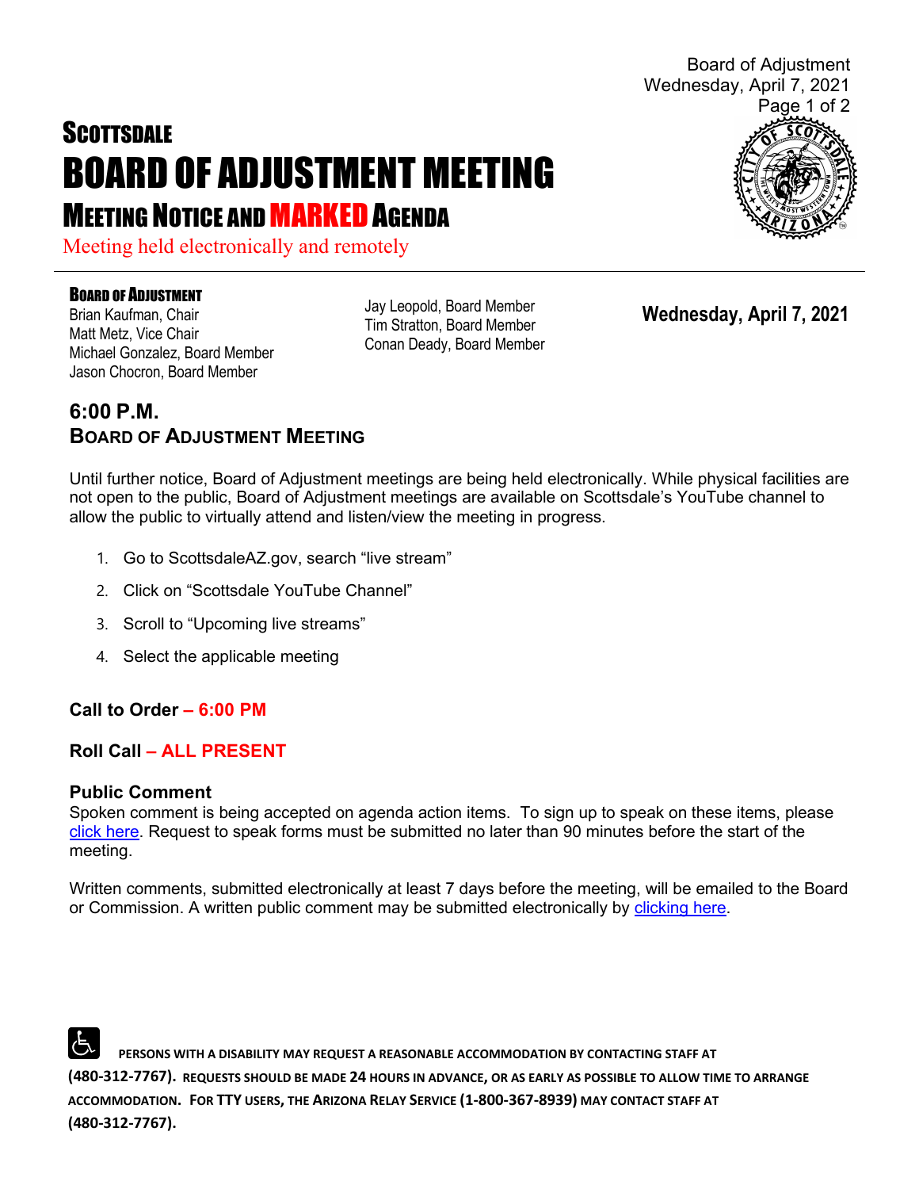# SCOTTSDALE
# BOARD OF ADJUSTMENT MEETING
## MEETING NOTICE AND MARKED AGENDA

Meeting held electronically and remotely

**BOARD OF ADJUSTMENT**

Brian Kaufman, Chair
Matt Metz, Vice Chair
Michael Gonzalez, Board Member
Jason Chocron, Board Member
Jay Leopold, Board Member
Tim Stratton, Board Member
Conan Deady, Board Member

**Wednesday, April 7, 2021**

## 6:00 P.M.
## BOARD OF ADJUSTMENT MEETING

Until further notice, Board of Adjustment meetings are being held electronically. While physical facilities are not open to the public, Board of Adjustment meetings are available on Scottsdale's YouTube channel to allow the public to virtually attend and listen/view the meeting in progress.

1. Go to ScottsdaleAZ.gov, search "live stream"
2. Click on "Scottsdale YouTube Channel"
3. Scroll to "Upcoming live streams"
4. Select the applicable meeting

### Call to Order – 6:00 PM

### Roll Call – ALL PRESENT

### Public Comment

Spoken comment is being accepted on agenda action items. To sign up to speak on these items, please click here. Request to speak forms must be submitted no later than 90 minutes before the start of the meeting.

Written comments, submitted electronically at least 7 days before the meeting, will be emailed to the Board or Commission. A written public comment may be submitted electronically by clicking here.

**PERSONS WITH A DISABILITY MAY REQUEST A REASONABLE ACCOMMODATION BY CONTACTING STAFF AT (480-312-7767). REQUESTS SHOULD BE MADE 24 HOURS IN ADVANCE, OR AS EARLY AS POSSIBLE TO ALLOW TIME TO ARRANGE ACCOMMODATION. FOR TTY USERS, THE ARIZONA RELAY SERVICE (1-800-367-8939) MAY CONTACT STAFF AT (480-312-7767).**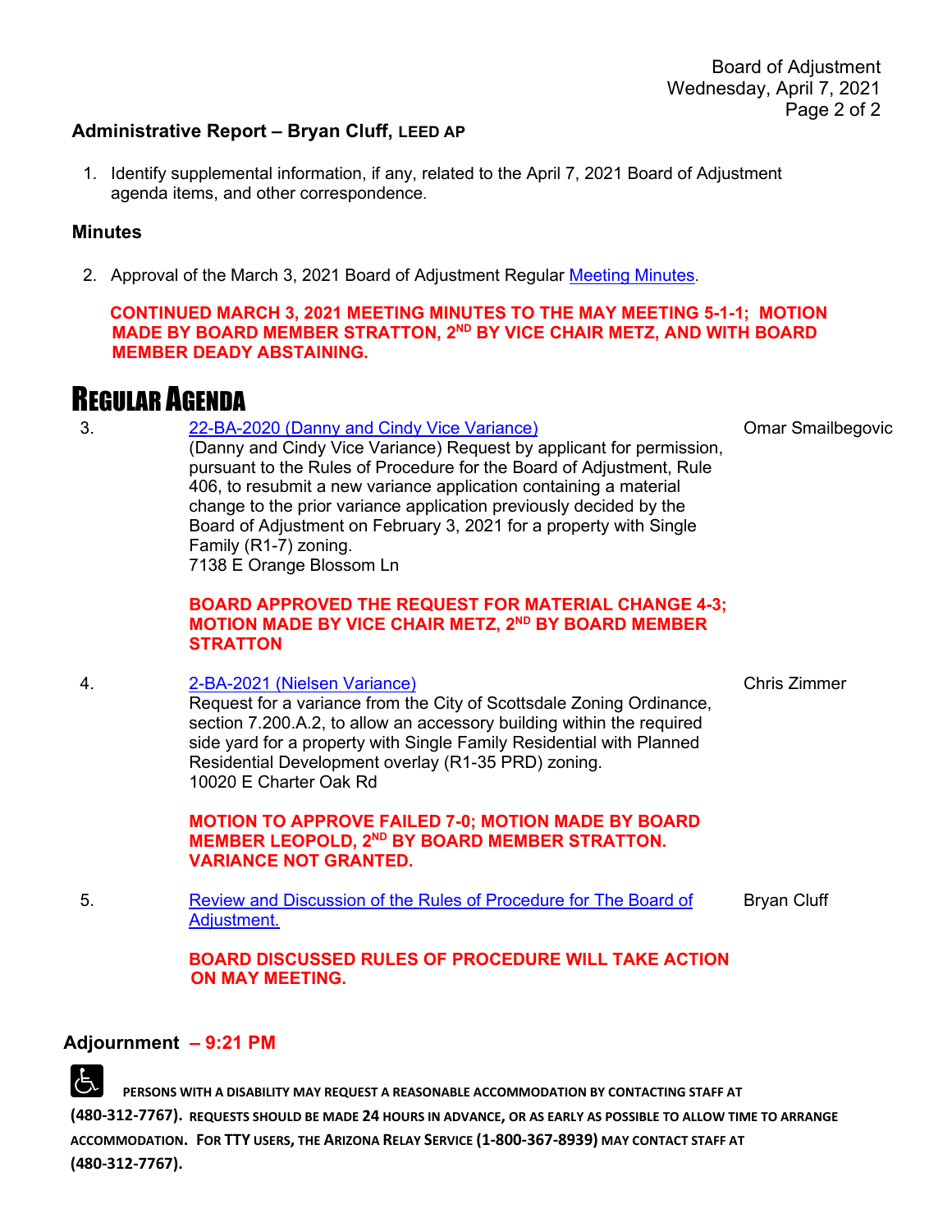## Administrative Report – Bryan Cluff, LEED AP

1. Identify supplemental information, if any, related to the April 7, 2021 Board of Adjustment agenda items, and other correspondence.

## Minutes

2. Approval of the March 3, 2021 Board of Adjustment Regular Meeting Minutes.

**CONTINUED MARCH 3, 2021 MEETING MINUTES TO THE MAY MEETING 5-1-1; MOTION MADE BY BOARD MEMBER STRATTON, 2ND BY VICE CHAIR METZ, AND WITH BOARD MEMBER DEADY ABSTAINING.**

# REGULAR AGENDA

3. 22-BA-2020 (Danny and Cindy Vice Variance) — Omar Smailbegovic

(Danny and Cindy Vice Variance) Request by applicant for permission, pursuant to the Rules of Procedure for the Board of Adjustment, Rule 406, to resubmit a new variance application containing a material change to the prior variance application previously decided by the Board of Adjustment on February 3, 2021 for a property with Single Family (R1-7) zoning.
7138 E Orange Blossom Ln

**BOARD APPROVED THE REQUEST FOR MATERIAL CHANGE 4-3; MOTION MADE BY VICE CHAIR METZ, 2ND BY BOARD MEMBER STRATTON**

4. 2-BA-2021 (Nielsen Variance) — Chris Zimmer

Request for a variance from the City of Scottsdale Zoning Ordinance, section 7.200.A.2, to allow an accessory building within the required side yard for a property with Single Family Residential with Planned Residential Development overlay (R1-35 PRD) zoning.
10020 E Charter Oak Rd

**MOTION TO APPROVE FAILED 7-0; MOTION MADE BY BOARD MEMBER LEOPOLD, 2ND BY BOARD MEMBER STRATTON. VARIANCE NOT GRANTED.**

5. Review and Discussion of the Rules of Procedure for The Board of Adjustment. — Bryan Cluff

**BOARD DISCUSSED RULES OF PROCEDURE WILL TAKE ACTION ON MAY MEETING.**

## Adjournment – 9:21 PM

PERSONS WITH A DISABILITY MAY REQUEST A REASONABLE ACCOMMODATION BY CONTACTING STAFF AT (480-312-7767). REQUESTS SHOULD BE MADE 24 HOURS IN ADVANCE, OR AS EARLY AS POSSIBLE TO ALLOW TIME TO ARRANGE ACCOMMODATION. FOR TTY USERS, THE ARIZONA RELAY SERVICE (1-800-367-8939) MAY CONTACT STAFF AT (480-312-7767).